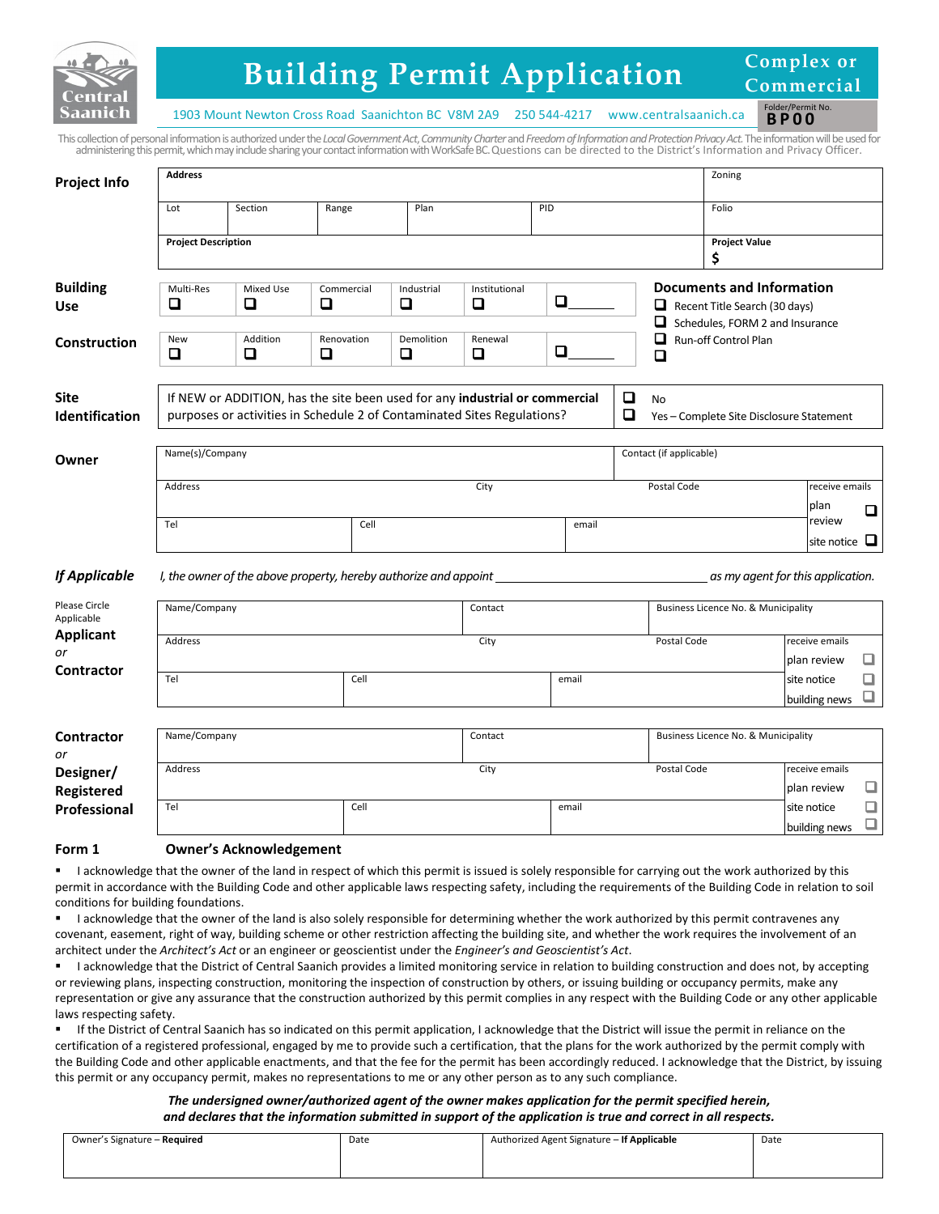# Building Permit Application

**Complex or Commercial**

Central Saanich

1903 Mount Newton Cross Road Saanichton BC V8M 2A9 250 544-4217 www.centralsaanich.ca

Folder/Permit No. **BP00**

This collection of personal information is authorized under the *Local Government Act*, *Community Charter* and *Freedom of Information and Protection Privacy Act*. The information will be used for administering this permit, which may include sharing your contact information with WorkSafe BC. Questions can be directed to the District's Information and Privacy Officer.

## Project Info

| Address | | | | | Zoning |
|---|---|---|---|---|---|
| Lot | Section | Range | Plan | PID | Folio |
| **Project Description** | | | | | **Project Value** $ |

## Building Use

| Multi-Res ❑ | Mixed Use ❑ | Commercial ❑ | Industrial ❑ | Institutional ❑ | ❑ ______ |
|---|---|---|---|---|---|

## Construction

| New ❑ | Addition ❑ | Renovation ❑ | Demolition ❑ | Renewal ❑ | ❑ ______ |
|---|---|---|---|---|---|

## Documents and Information

- ❑ Recent Title Search (30 days)
- ❑ Schedules, FORM 2 and Insurance
- ❑ Run-off Control Plan
- ❑

## Site Identification

If NEW or ADDITION, has the site been used for any **industrial or commercial** purposes or activities in Schedule 2 of Contaminated Sites Regulations?

- ❑ No
- ❑ Yes – Complete Site Disclosure Statement

## Owner

| Name(s)/Company | | | Contact (if applicable) | |
|---|---|---|---|---|
| Address | City | | Postal Code | receive emails: plan review ❑ |
| Tel | Cell | email | | site notice ❑ |

## *If Applicable*

*I, the owner of the above property, hereby authorize and appoint* ______________________ *as my agent for this application.*

## Please Circle Applicable: Applicant *or* Contractor

| Name/Company | | Contact | Business Licence No. & Municipality |
|---|---|---|---|
| Address | City | Postal Code | receive emails: plan review ❑ |
| Tel | Cell | email | site notice ❑ building news ❑ |

## Contractor *or* Designer/ Registered Professional

| Name/Company | | Contact | Business Licence No. & Municipality |
|---|---|---|---|
| Address | City | Postal Code | receive emails: plan review ❑ |
| Tel | Cell | email | site notice ❑ building news ❑ |

## Form 1 Owner's Acknowledgement

- I acknowledge that the owner of the land in respect of which this permit is issued is solely responsible for carrying out the work authorized by this permit in accordance with the Building Code and other applicable laws respecting safety, including the requirements of the Building Code in relation to soil conditions for building foundations.
- I acknowledge that the owner of the land is also solely responsible for determining whether the work authorized by this permit contravenes any covenant, easement, right of way, building scheme or other restriction affecting the building site, and whether the work requires the involvement of an architect under the *Architect's Act* or an engineer or geoscientist under the *Engineer's and Geoscientist's Act*.
- I acknowledge that the District of Central Saanich provides a limited monitoring service in relation to building construction and does not, by accepting or reviewing plans, inspecting construction, monitoring the inspection of construction by others, or issuing building or occupancy permits, make any representation or give any assurance that the construction authorized by this permit complies in any respect with the Building Code or any other applicable laws respecting safety.
- If the District of Central Saanich has so indicated on this permit application, I acknowledge that the District will issue the permit in reliance on the certification of a registered professional, engaged by me to provide such a certification, that the plans for the work authorized by the permit comply with the Building Code and other applicable enactments, and that the fee for the permit has been accordingly reduced. I acknowledge that the District, by issuing this permit or any occupancy permit, makes no representations to me or any other person as to any such compliance.

***The undersigned owner/authorized agent of the owner makes application for the permit specified herein, and declares that the information submitted in support of the application is true and correct in all respects.***

| Owner's Signature – **Required** | Date | Authorized Agent Signature – **If Applicable** | Date |
|---|---|---|---|
| | | | |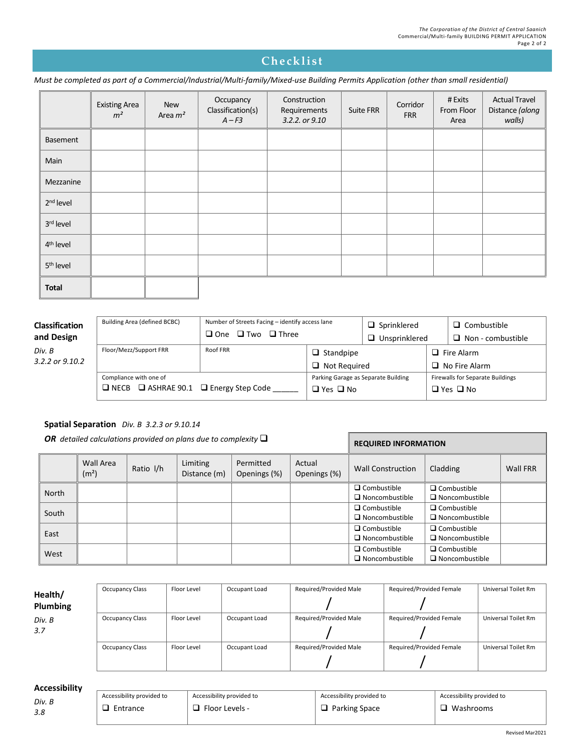# Checklist

*Must be completed as part of a Commercial/Industrial/Multi-family/Mixed-use Building Permits Application (other than small residential)*

| | Existing Area $m^2$ | New Area $m^2$ | Occupancy Classification(s) *A – F3* | Construction Requirements *3.2.2. or 9.10* | Suite FRR | Corridor FRR | # Exits From Floor Area | Actual Travel Distance *(along walls)* |
|---|---|---|---|---|---|---|---|---|
| Basement | | | | | | | | |
| Main | | | | | | | | |
| Mezzanine | | | | | | | | |
| 2nd level | | | | | | | | |
| 3rd level | | | | | | | | |
| 4th level | | | | | | | | |
| 5th level | | | | | | | | |
| **Total** | | | | | | | | |

**Classification and Design**
*Div. B 3.2.2 or 9.10.2*

| | | | |
|---|---|---|---|
| Building Area (defined BCBC) | Number of Streets Facing – identify access lane<br>❑ One ❑ Two ❑ Three | ❑ Sprinklered<br>❑ Unsprinklered | ❑ Combustible<br>❑ Non - combustible |
| Floor/Mezz/Support FRR | Roof FRR | ❑ Standpipe<br>❑ Not Required | ❑ Fire Alarm<br>❑ No Fire Alarm |
| Compliance with one of<br>❑ NECB ❑ ASHRAE 90.1 ❑ Energy Step Code ______ | | Parking Garage as Separate Building<br>❑ Yes ❑ No | Firewalls for Separate Buildings<br>❑ Yes ❑ No |

**Spatial Separation** *Div. B 3.2.3 or 9.10.14*

***OR*** *detailed calculations provided on plans due to complexity* ❑

| | Wall Area ($m^2$) | Ratio l/h | Limiting Distance (m) | Permitted Openings (%) | Actual Openings (%) | **REQUIRED INFORMATION** Wall Construction | Cladding | Wall FRR |
|---|---|---|---|---|---|---|---|---|
| North | | | | | | ❑ Combustible<br>❑ Noncombustible | ❑ Combustible<br>❑ Noncombustible | |
| South | | | | | | ❑ Combustible<br>❑ Noncombustible | ❑ Combustible<br>❑ Noncombustible | |
| East | | | | | | ❑ Combustible<br>❑ Noncombustible | ❑ Combustible<br>❑ Noncombustible | |
| West | | | | | | ❑ Combustible<br>❑ Noncombustible | ❑ Combustible<br>❑ Noncombustible | |

**Health/ Plumbing**
*Div. B 3.7*

| | | | | | |
|---|---|---|---|---|---|
| Occupancy Class | Floor Level | Occupant Load | Required/Provided Male<br>/ | Required/Provided Female<br>/ | Universal Toilet Rm |
| Occupancy Class | Floor Level | Occupant Load | Required/Provided Male<br>/ | Required/Provided Female<br>/ | Universal Toilet Rm |
| Occupancy Class | Floor Level | Occupant Load | Required/Provided Male<br>/ | Required/Provided Female<br>/ | Universal Toilet Rm |

**Accessibility**
*Div. B 3.8*

| | | | |
|---|---|---|---|
| Accessibility provided to<br>❑ Entrance | Accessibility provided to<br>❑ Floor Levels - | Accessibility provided to<br>❑ Parking Space | Accessibility provided to<br>❑ Washrooms |

Revised Mar2021